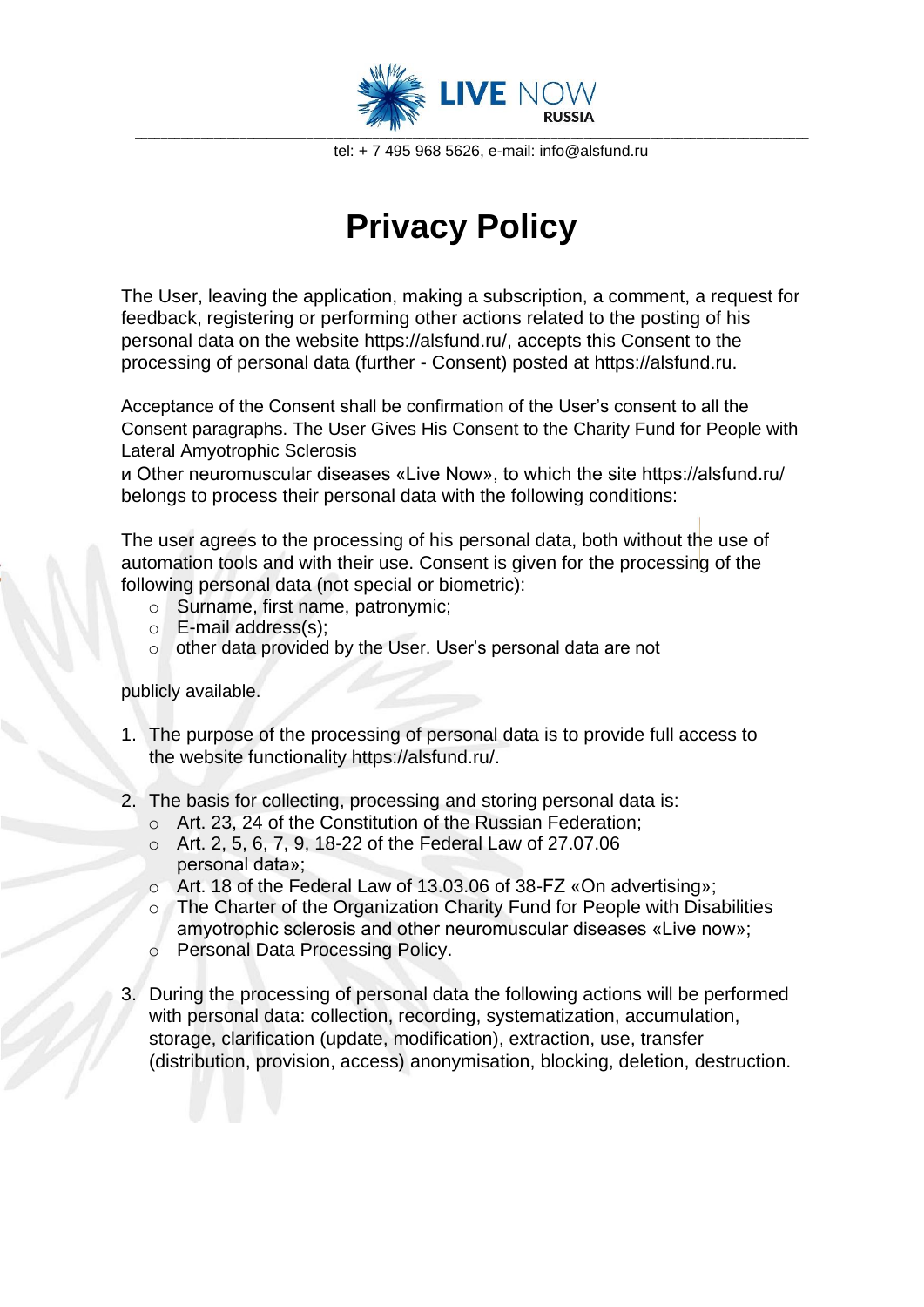# Privacy Policy

The User, leaving the application, making a subscription, a comment, a request for feedback, registering or performing other actions related to the posting of his personal data on the website https://alsfund.ru/, accepts this Consent to the processing of personal data (further - Consent) posted at https://alsfund.ru.

Acceptance of the Consent shall be confirmation of the User's consent to all the Consent paragraphs. The User Gives His Consent to the Charity Fund for People with Lateral Amyotrophic Sclerosis
и Other neuromuscular diseases «Live Now», to which the site https://alsfund.ru/ belongs to process their personal data with the following conditions:

The user agrees to the processing of his personal data, both without the use of automation tools and with their use. Consent is given for the processing of the following personal data (not special or biometric):

- Surname, first name, patronymic;
- E-mail address(s);
- other data provided by the User. User's personal data are not

publicly available.

1. The purpose of the processing of personal data is to provide full access to the website functionality https://alsfund.ru/.

2. The basis for collecting, processing and storing personal data is:
   - Art. 23, 24 of the Constitution of the Russian Federation;
   - Art. 2, 5, 6, 7, 9, 18-22 of the Federal Law of 27.07.06 personal data»;
   - Art. 18 of the Federal Law of 13.03.06 of 38-FZ «On advertising»;
   - The Charter of the Organization Charity Fund for People with Disabilities amyotrophic sclerosis and other neuromuscular diseases «Live now»;
   - Personal Data Processing Policy.

3. During the processing of personal data the following actions will be performed with personal data: collection, recording, systematization, accumulation, storage, clarification (update, modification), extraction, use, transfer (distribution, provision, access) anonymisation, blocking, deletion, destruction.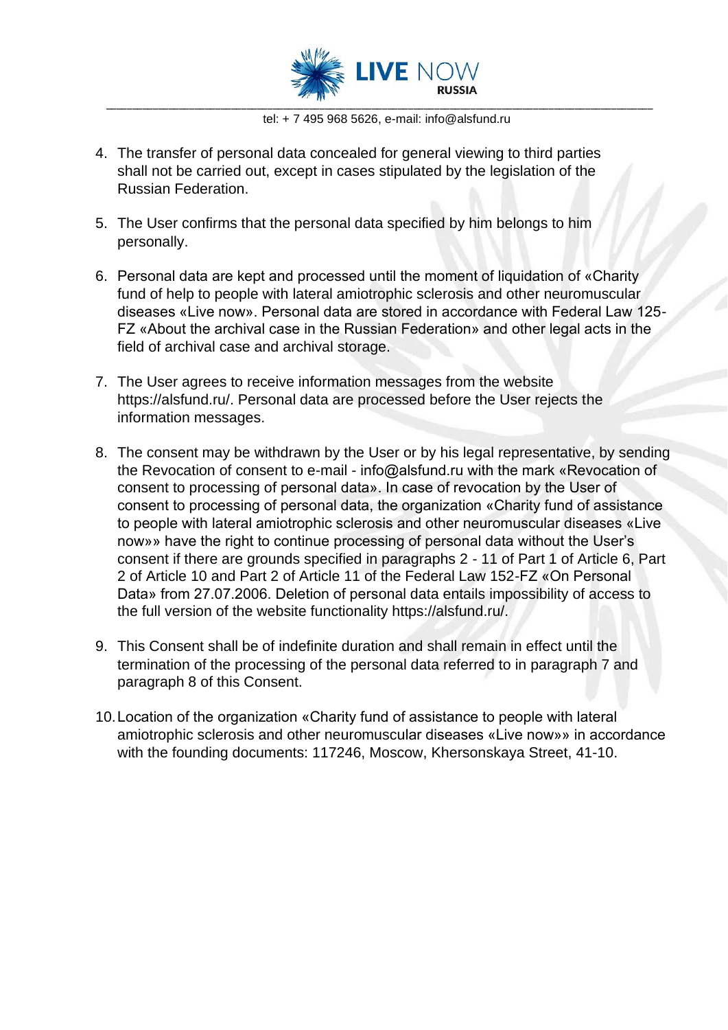4. The transfer of personal data concealed for general viewing to third parties shall not be carried out, except in cases stipulated by the legislation of the Russian Federation.

5. The User confirms that the personal data specified by him belongs to him personally.

6. Personal data are kept and processed until the moment of liquidation of «Charity fund of help to people with lateral amiotrophic sclerosis and other neuromuscular diseases «Live now». Personal data are stored in accordance with Federal Law 125-FZ «About the archival case in the Russian Federation» and other legal acts in the field of archival case and archival storage.

7. The User agrees to receive information messages from the website https://alsfund.ru/. Personal data are processed before the User rejects the information messages.

8. The consent may be withdrawn by the User or by his legal representative, by sending the Revocation of consent to e-mail - info@alsfund.ru with the mark «Revocation of consent to processing of personal data». In case of revocation by the User of consent to processing of personal data, the organization «Charity fund of assistance to people with lateral amiotrophic sclerosis and other neuromuscular diseases «Live now»» have the right to continue processing of personal data without the User's consent if there are grounds specified in paragraphs 2 - 11 of Part 1 of Article 6, Part 2 of Article 10 and Part 2 of Article 11 of the Federal Law 152-FZ «On Personal Data» from 27.07.2006. Deletion of personal data entails impossibility of access to the full version of the website functionality https://alsfund.ru/.

9. This Consent shall be of indefinite duration and shall remain in effect until the termination of the processing of the personal data referred to in paragraph 7 and paragraph 8 of this Consent.

10. Location of the organization «Charity fund of assistance to people with lateral amiotrophic sclerosis and other neuromuscular diseases «Live now»» in accordance with the founding documents: 117246, Moscow, Khersonskaya Street, 41-10.